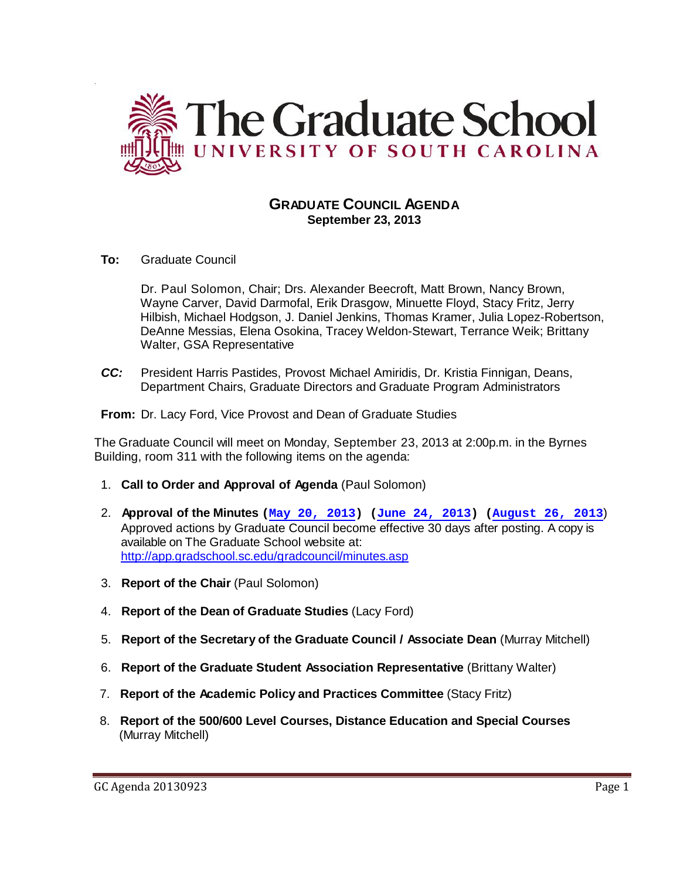# The Graduate School
UNIVERSITY OF SOUTH CAROLINA

## GRADUATE COUNCIL AGENDA
**September 23, 2013**

**To:** Graduate Council

Dr. Paul Solomon, Chair; Drs. Alexander Beecroft, Matt Brown, Nancy Brown, Wayne Carver, David Darmofal, Erik Drasgow, Minuette Floyd, Stacy Fritz, Jerry Hilbish, Michael Hodgson, J. Daniel Jenkins, Thomas Kramer, Julia Lopez-Robertson, DeAnne Messias, Elena Osokina, Tracey Weldon-Stewart, Terrance Weik; Brittany Walter, GSA Representative

***CC:*** President Harris Pastides, Provost Michael Amiridis, Dr. Kristia Finnigan, Deans, Department Chairs, Graduate Directors and Graduate Program Administrators

**From:** Dr. Lacy Ford, Vice Provost and Dean of Graduate Studies

The Graduate Council will meet on Monday, September 23, 2013 at 2:00p.m. in the Byrnes Building, room 311 with the following items on the agenda:

1. **Call to Order and Approval of Agenda** (Paul Solomon)

2. **Approval of the Minutes (May 20, 2013) (June 24, 2013) (August 26, 2013)**
   Approved actions by Graduate Council become effective 30 days after posting. A copy is available on The Graduate School website at: http://app.gradschool.sc.edu/gradcouncil/minutes.asp

3. **Report of the Chair** (Paul Solomon)

4. **Report of the Dean of Graduate Studies** (Lacy Ford)

5. **Report of the Secretary of the Graduate Council / Associate Dean** (Murray Mitchell)

6. **Report of the Graduate Student Association Representative** (Brittany Walter)

7. **Report of the Academic Policy and Practices Committee** (Stacy Fritz)

8. **Report of the 500/600 Level Courses, Distance Education and Special Courses** (Murray Mitchell)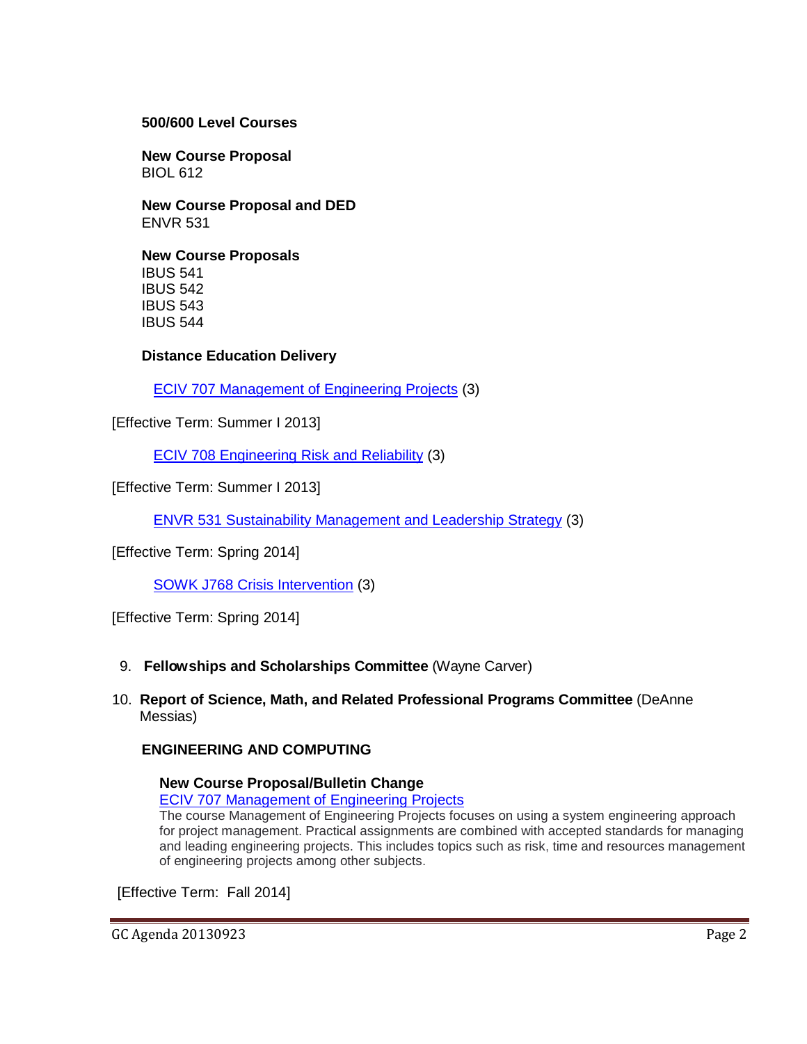**500/600 Level Courses**

**New Course Proposal**
BIOL 612

**New Course Proposal and DED**
ENVR 531

**New Course Proposals**
IBUS 541
IBUS 542
IBUS 543
IBUS 544

**Distance Education Delivery**

ECIV 707 Management of Engineering Projects (3)

[Effective Term: Summer I 2013]

ECIV 708 Engineering Risk and Reliability (3)

[Effective Term: Summer I 2013]

ENVR 531 Sustainability Management and Leadership Strategy (3)

[Effective Term: Spring 2014]

SOWK J768 Crisis Intervention (3)

[Effective Term: Spring 2014]

9. **Fellowships and Scholarships Committee** (Wayne Carver)

10. **Report of Science, Math, and Related Professional Programs Committee** (DeAnne Messias)

**ENGINEERING AND COMPUTING**

**New Course Proposal/Bulletin Change**
ECIV 707 Management of Engineering Projects
The course Management of Engineering Projects focuses on using a system engineering approach for project management. Practical assignments are combined with accepted standards for managing and leading engineering projects. This includes topics such as risk, time and resources management of engineering projects among other subjects.

[Effective Term: Fall 2014]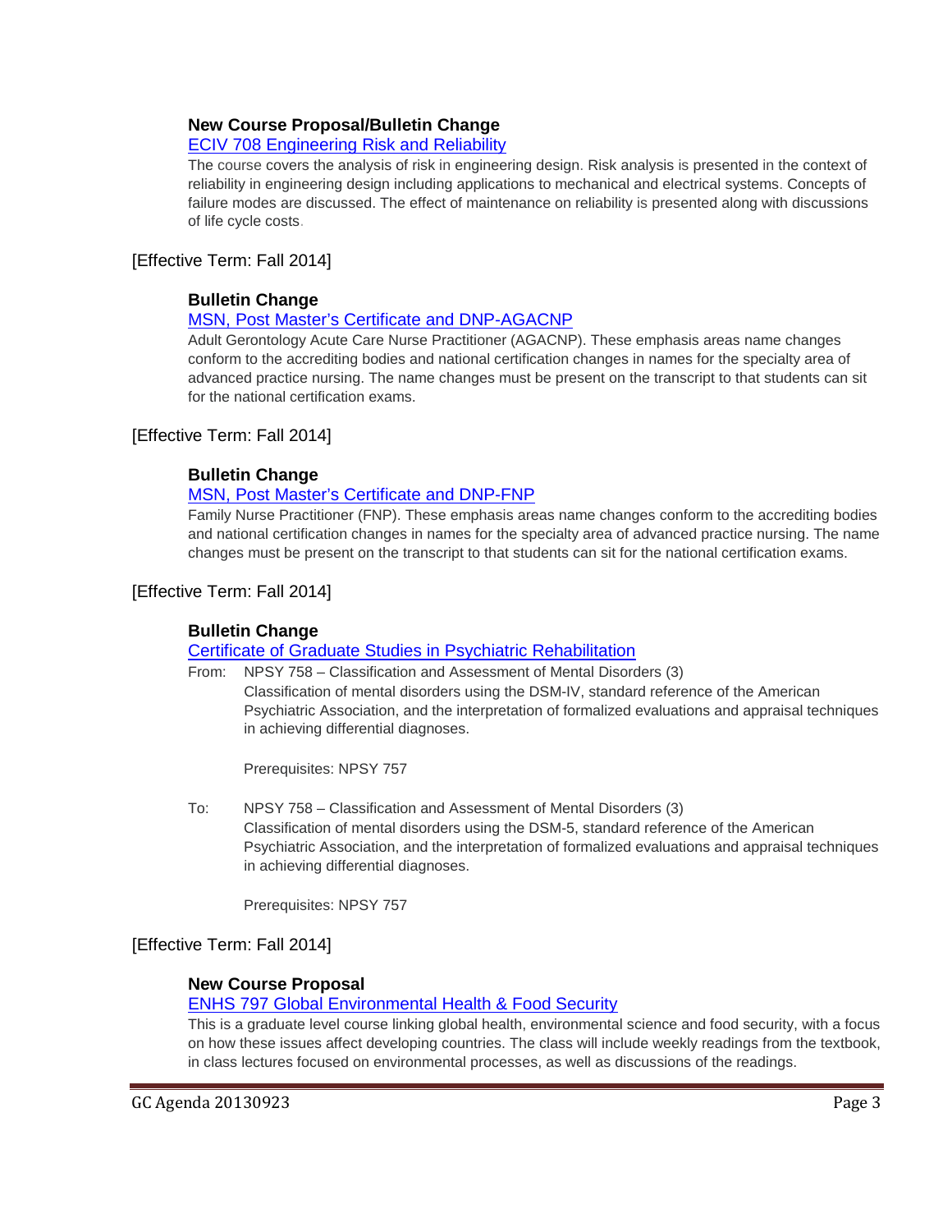### New Course Proposal/Bulletin Change

ECIV 708 Engineering Risk and Reliability

The course covers the analysis of risk in engineering design. Risk analysis is presented in the context of reliability in engineering design including applications to mechanical and electrical systems. Concepts of failure modes are discussed. The effect of maintenance on reliability is presented along with discussions of life cycle costs.

[Effective Term: Fall 2014]

### Bulletin Change

MSN, Post Master's Certificate and DNP-AGACNP

Adult Gerontology Acute Care Nurse Practitioner (AGACNP). These emphasis areas name changes conform to the accrediting bodies and national certification changes in names for the specialty area of advanced practice nursing. The name changes must be present on the transcript to that students can sit for the national certification exams.

[Effective Term: Fall 2014]

### Bulletin Change

MSN, Post Master's Certificate and DNP-FNP

Family Nurse Practitioner (FNP). These emphasis areas name changes conform to the accrediting bodies and national certification changes in names for the specialty area of advanced practice nursing. The name changes must be present on the transcript to that students can sit for the national certification exams.

[Effective Term: Fall 2014]

### Bulletin Change

Certificate of Graduate Studies in Psychiatric Rehabilitation

From: NPSY 758 – Classification and Assessment of Mental Disorders (3)
Classification of mental disorders using the DSM-IV, standard reference of the American Psychiatric Association, and the interpretation of formalized evaluations and appraisal techniques in achieving differential diagnoses.

Prerequisites: NPSY 757

To: NPSY 758 – Classification and Assessment of Mental Disorders (3)
Classification of mental disorders using the DSM-5, standard reference of the American Psychiatric Association, and the interpretation of formalized evaluations and appraisal techniques in achieving differential diagnoses.

Prerequisites: NPSY 757

[Effective Term: Fall 2014]

### New Course Proposal

ENHS 797 Global Environmental Health & Food Security

This is a graduate level course linking global health, environmental science and food security, with a focus on how these issues affect developing countries. The class will include weekly readings from the textbook, in class lectures focused on environmental processes, as well as discussions of the readings.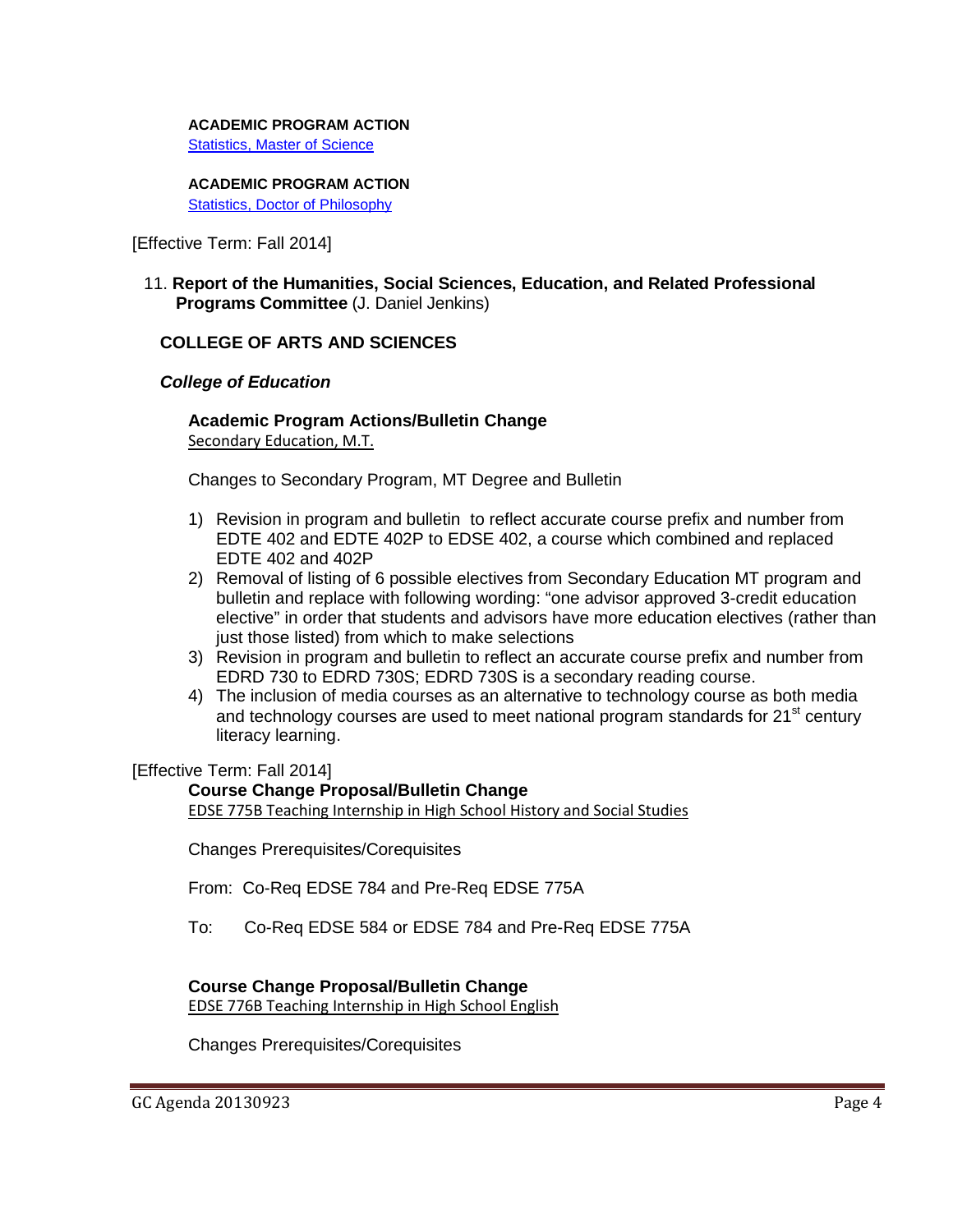**ACADEMIC PROGRAM ACTION**

Statistics, Master of Science

**ACADEMIC PROGRAM ACTION**

Statistics, Doctor of Philosophy

[Effective Term: Fall 2014]

11. **Report of the Humanities, Social Sciences, Education, and Related Professional Programs Committee** (J. Daniel Jenkins)

## COLLEGE OF ARTS AND SCIENCES

### *College of Education*

**Academic Program Actions/Bulletin Change**

Secondary Education, M.T.

Changes to Secondary Program, MT Degree and Bulletin

1) Revision in program and bulletin to reflect accurate course prefix and number from EDTE 402 and EDTE 402P to EDSE 402, a course which combined and replaced EDTE 402 and 402P
2) Removal of listing of 6 possible electives from Secondary Education MT program and bulletin and replace with following wording: "one advisor approved 3-credit education elective" in order that students and advisors have more education electives (rather than just those listed) from which to make selections
3) Revision in program and bulletin to reflect an accurate course prefix and number from EDRD 730 to EDRD 730S; EDRD 730S is a secondary reading course.
4) The inclusion of media courses as an alternative to technology course as both media and technology courses are used to meet national program standards for 21st century literacy learning.

[Effective Term: Fall 2014]

**Course Change Proposal/Bulletin Change**

EDSE 775B Teaching Internship in High School History and Social Studies

Changes Prerequisites/Corequisites

From: Co-Req EDSE 784 and Pre-Req EDSE 775A

To: Co-Req EDSE 584 or EDSE 784 and Pre-Req EDSE 775A

**Course Change Proposal/Bulletin Change**

EDSE 776B Teaching Internship in High School English

Changes Prerequisites/Corequisites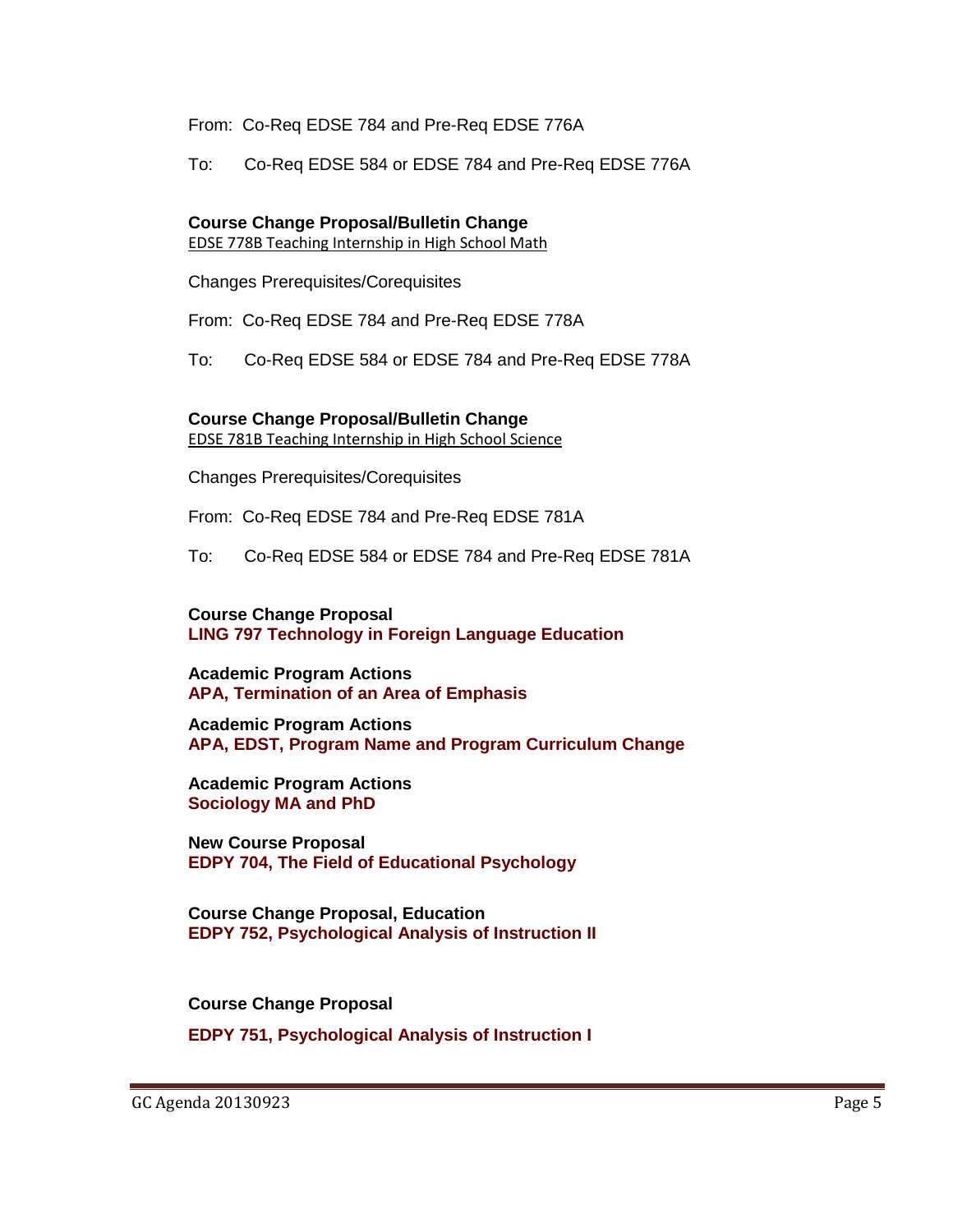From: Co-Req EDSE 784 and Pre-Req EDSE 776A

To: Co-Req EDSE 584 or EDSE 784 and Pre-Req EDSE 776A

**Course Change Proposal/Bulletin Change**
EDSE 778B Teaching Internship in High School Math

Changes Prerequisites/Corequisites

From: Co-Req EDSE 784 and Pre-Req EDSE 778A

To: Co-Req EDSE 584 or EDSE 784 and Pre-Req EDSE 778A

**Course Change Proposal/Bulletin Change**
EDSE 781B Teaching Internship in High School Science

Changes Prerequisites/Corequisites

From: Co-Req EDSE 784 and Pre-Req EDSE 781A

To: Co-Req EDSE 584 or EDSE 784 and Pre-Req EDSE 781A

**Course Change Proposal**
**LING 797 Technology in Foreign Language Education**

**Academic Program Actions**
**APA, Termination of an Area of Emphasis**

**Academic Program Actions**
**APA, EDST, Program Name and Program Curriculum Change**

**Academic Program Actions**
**Sociology MA and PhD**

**New Course Proposal**
**EDPY 704, The Field of Educational Psychology**

**Course Change Proposal, Education**
**EDPY 752, Psychological Analysis of Instruction II**

**Course Change Proposal**

**EDPY 751, Psychological Analysis of Instruction I**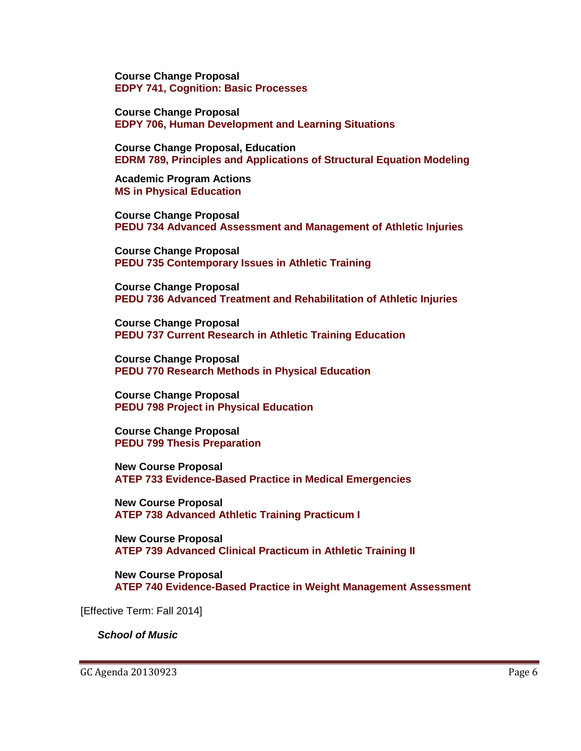**Course Change Proposal**
**EDPY 741, Cognition: Basic Processes**

**Course Change Proposal**
**EDPY 706, Human Development and Learning Situations**

**Course Change Proposal, Education**
**EDRM 789, Principles and Applications of Structural Equation Modeling**

**Academic Program Actions**
**MS in Physical Education**

**Course Change Proposal**
**PEDU 734 Advanced Assessment and Management of Athletic Injuries**

**Course Change Proposal**
**PEDU 735 Contemporary Issues in Athletic Training**

**Course Change Proposal**
**PEDU 736 Advanced Treatment and Rehabilitation of Athletic Injuries**

**Course Change Proposal**
**PEDU 737 Current Research in Athletic Training Education**

**Course Change Proposal**
**PEDU 770 Research Methods in Physical Education**

**Course Change Proposal**
**PEDU 798 Project in Physical Education**

**Course Change Proposal**
**PEDU 799 Thesis Preparation**

**New Course Proposal**
**ATEP 733 Evidence-Based Practice in Medical Emergencies**

**New Course Proposal**
**ATEP 738 Advanced Athletic Training Practicum I**

**New Course Proposal**
**ATEP 739 Advanced Clinical Practicum in Athletic Training II**

**New Course Proposal**
**ATEP 740 Evidence-Based Practice in Weight Management Assessment**

[Effective Term: Fall 2014]

***School of Music***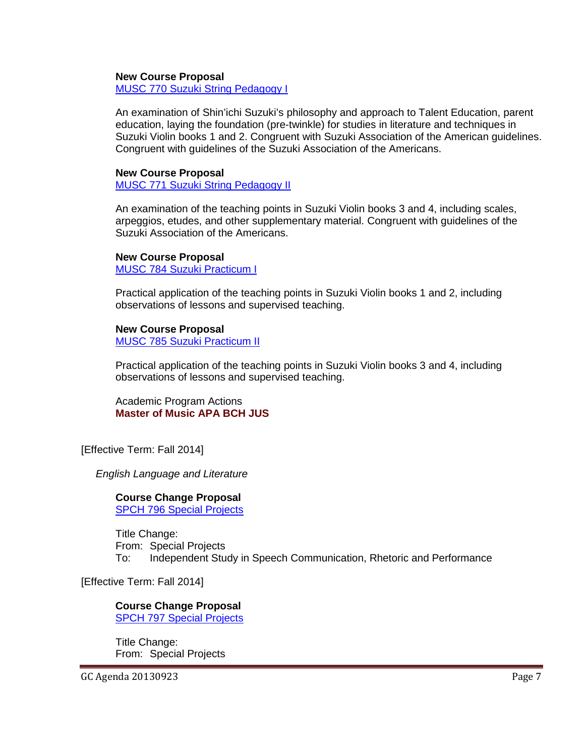**New Course Proposal**
MUSC 770 Suzuki String Pedagogy I

An examination of Shin'ichi Suzuki's philosophy and approach to Talent Education, parent education, laying the foundation (pre-twinkle) for studies in literature and techniques in Suzuki Violin books 1 and 2. Congruent with Suzuki Association of the American guidelines. Congruent with guidelines of the Suzuki Association of the Americans.

**New Course Proposal**
MUSC 771 Suzuki String Pedagogy II

An examination of the teaching points in Suzuki Violin books 3 and 4, including scales, arpeggios, etudes, and other supplementary material. Congruent with guidelines of the Suzuki Association of the Americans.

**New Course Proposal**
MUSC 784 Suzuki Practicum I

Practical application of the teaching points in Suzuki Violin books 1 and 2, including observations of lessons and supervised teaching.

**New Course Proposal**
MUSC 785 Suzuki Practicum II

Practical application of the teaching points in Suzuki Violin books 3 and 4, including observations of lessons and supervised teaching.

Academic Program Actions
**Master of Music APA BCH JUS**

[Effective Term: Fall 2014]

*English Language and Literature*

**Course Change Proposal**
SPCH 796 Special Projects

Title Change:
From: Special Projects
To: Independent Study in Speech Communication, Rhetoric and Performance

[Effective Term: Fall 2014]

**Course Change Proposal**
SPCH 797 Special Projects

Title Change:
From: Special Projects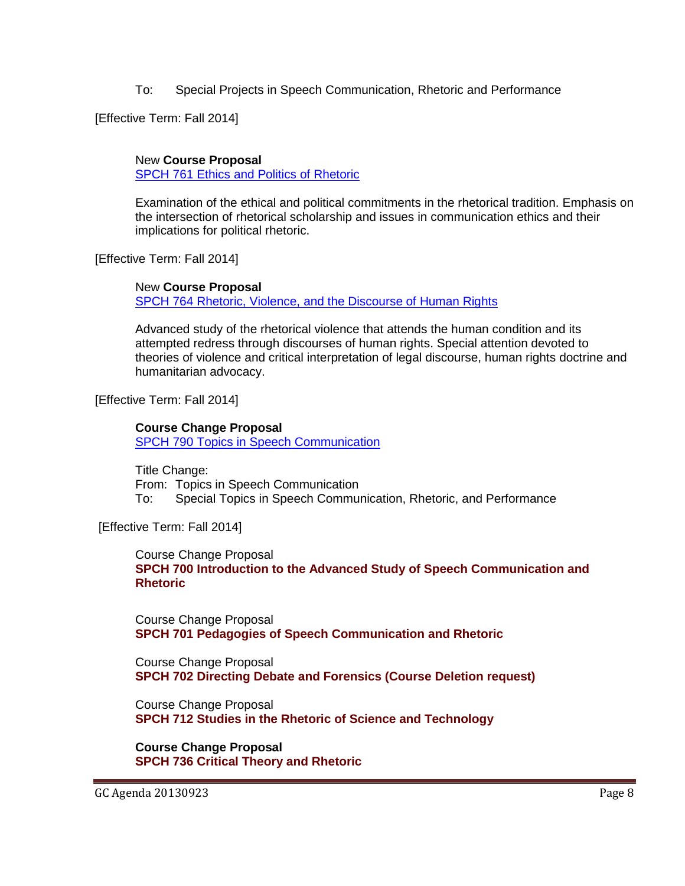To: Special Projects in Speech Communication, Rhetoric and Performance

[Effective Term: Fall 2014]

New **Course Proposal**
SPCH 761 Ethics and Politics of Rhetoric

Examination of the ethical and political commitments in the rhetorical tradition. Emphasis on the intersection of rhetorical scholarship and issues in communication ethics and their implications for political rhetoric.

[Effective Term: Fall 2014]

New **Course Proposal**
SPCH 764 Rhetoric, Violence, and the Discourse of Human Rights

Advanced study of the rhetorical violence that attends the human condition and its attempted redress through discourses of human rights. Special attention devoted to theories of violence and critical interpretation of legal discourse, human rights doctrine and humanitarian advocacy.

[Effective Term: Fall 2014]

**Course Change Proposal**
SPCH 790 Topics in Speech Communication

Title Change:
From: Topics in Speech Communication
To: Special Topics in Speech Communication, Rhetoric, and Performance

[Effective Term: Fall 2014]

Course Change Proposal
**SPCH 700 Introduction to the Advanced Study of Speech Communication and Rhetoric**

Course Change Proposal
**SPCH 701 Pedagogies of Speech Communication and Rhetoric**

Course Change Proposal
**SPCH 702 Directing Debate and Forensics (Course Deletion request)**

Course Change Proposal
**SPCH 712 Studies in the Rhetoric of Science and Technology**

**Course Change Proposal**
**SPCH 736 Critical Theory and Rhetoric**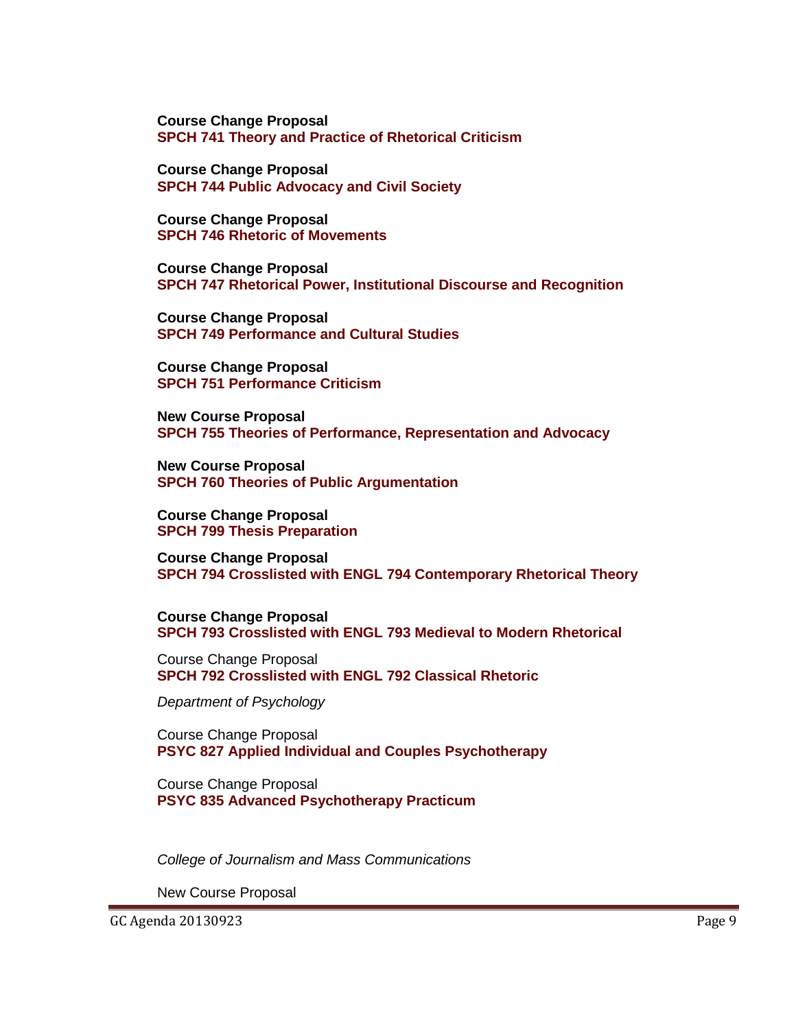**Course Change Proposal**
**SPCH 741 Theory and Practice of Rhetorical Criticism**

**Course Change Proposal**
**SPCH 744 Public Advocacy and Civil Society**

**Course Change Proposal**
**SPCH 746 Rhetoric of Movements**

**Course Change Proposal**
**SPCH 747 Rhetorical Power, Institutional Discourse and Recognition**

**Course Change Proposal**
**SPCH 749 Performance and Cultural Studies**

**Course Change Proposal**
**SPCH 751 Performance Criticism**

**New Course Proposal**
**SPCH 755 Theories of Performance, Representation and Advocacy**

**New Course Proposal**
**SPCH 760 Theories of Public Argumentation**

**Course Change Proposal**
**SPCH 799 Thesis Preparation**

**Course Change Proposal**
**SPCH 794 Crosslisted with ENGL 794 Contemporary Rhetorical Theory**

**Course Change Proposal**
**SPCH 793 Crosslisted with ENGL 793 Medieval to Modern Rhetorical**

Course Change Proposal
**SPCH 792 Crosslisted with ENGL 792 Classical Rhetoric**

*Department of Psychology*

Course Change Proposal
**PSYC 827 Applied Individual and Couples Psychotherapy**

Course Change Proposal
**PSYC 835 Advanced Psychotherapy Practicum**

*College of Journalism and Mass Communications*

New Course Proposal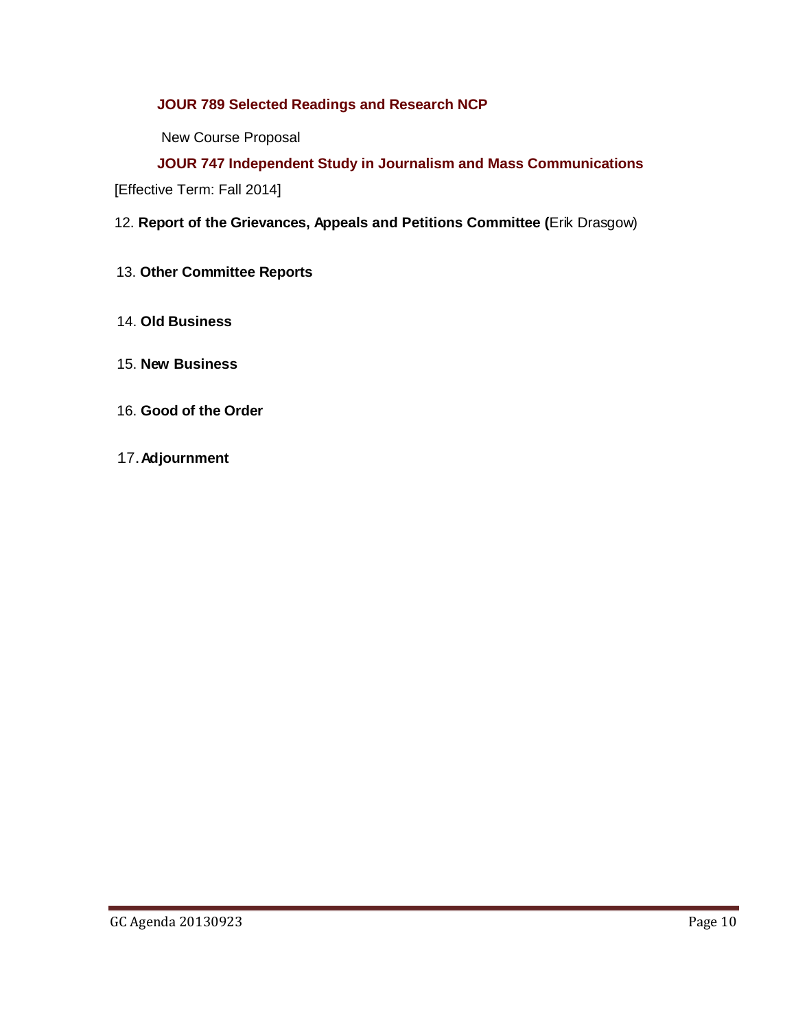**JOUR 789 Selected Readings and Research NCP**

New Course Proposal

**JOUR 747 Independent Study in Journalism and Mass Communications**

[Effective Term: Fall 2014]

12. **Report of the Grievances, Appeals and Petitions Committee (**Erik Drasgow)

13. **Other Committee Reports**

14. **Old Business**

15. **New Business**

16. **Good of the Order**

17. **Adjournment**